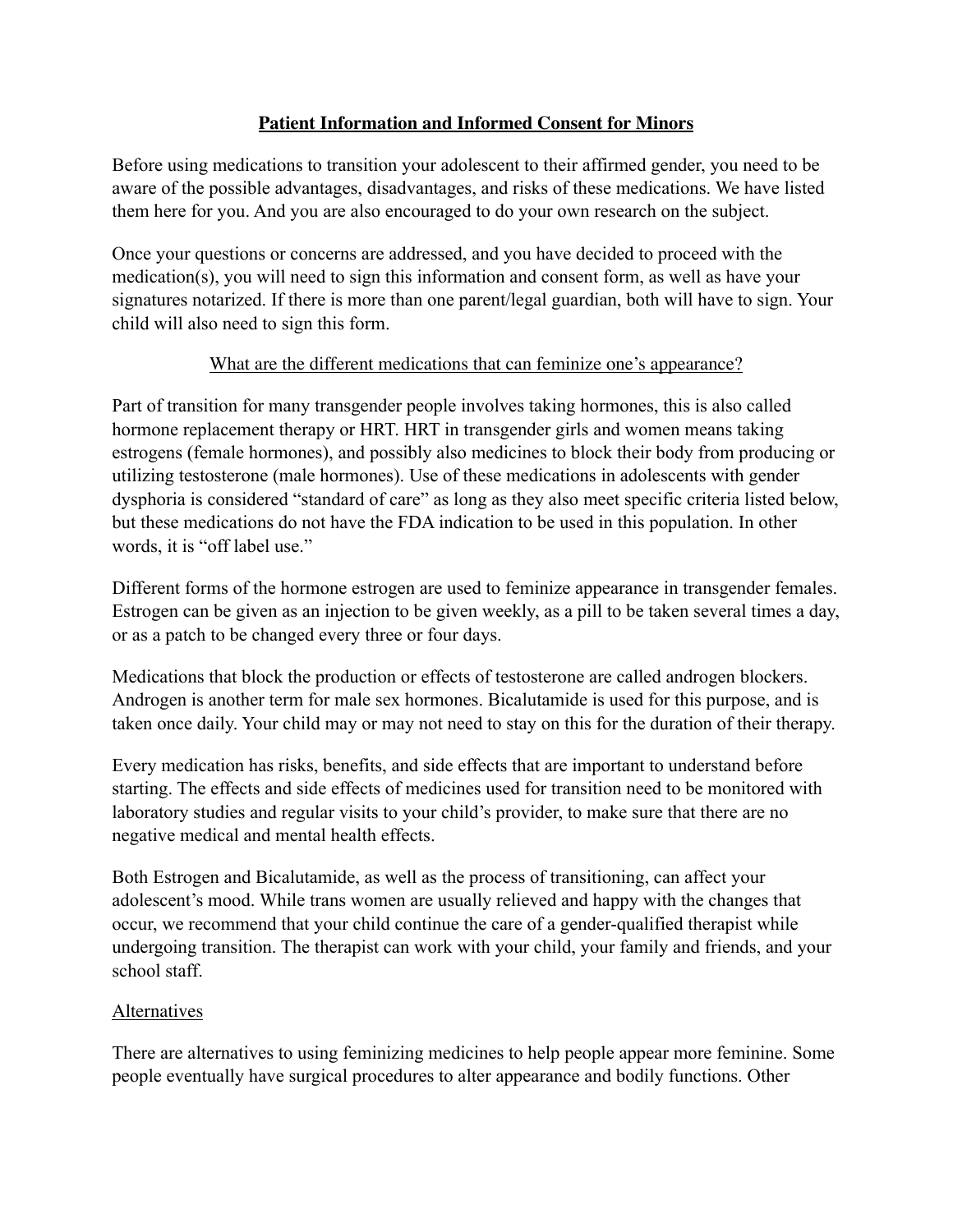# Patient Information and Informed Consent for Minors

Before using medications to transition your adolescent to their affirmed gender, you need to be aware of the possible advantages, disadvantages, and risks of these medications. We have listed them here for you. And you are also encouraged to do your own research on the subject.

Once your questions or concerns are addressed, and you have decided to proceed with the medication(s), you will need to sign this information and consent form, as well as have your signatures notarized. If there is more than one parent/legal guardian, both will have to sign. Your child will also need to sign this form.

## What are the different medications that can feminize one's appearance?

Part of transition for many transgender people involves taking hormones, this is also called hormone replacement therapy or HRT. HRT in transgender girls and women means taking estrogens (female hormones), and possibly also medicines to block their body from producing or utilizing testosterone (male hormones). Use of these medications in adolescents with gender dysphoria is considered "standard of care" as long as they also meet specific criteria listed below, but these medications do not have the FDA indication to be used in this population. In other words, it is "off label use."

Different forms of the hormone estrogen are used to feminize appearance in transgender females. Estrogen can be given as an injection to be given weekly, as a pill to be taken several times a day, or as a patch to be changed every three or four days.

Medications that block the production or effects of testosterone are called androgen blockers. Androgen is another term for male sex hormones. Bicalutamide is used for this purpose, and is taken once daily. Your child may or may not need to stay on this for the duration of their therapy.

Every medication has risks, benefits, and side effects that are important to understand before starting. The effects and side effects of medicines used for transition need to be monitored with laboratory studies and regular visits to your child's provider, to make sure that there are no negative medical and mental health effects.

Both Estrogen and Bicalutamide, as well as the process of transitioning, can affect your adolescent's mood. While trans women are usually relieved and happy with the changes that occur, we recommend that your child continue the care of a gender-qualified therapist while undergoing transition. The therapist can work with your child, your family and friends, and your school staff.

## Alternatives

There are alternatives to using feminizing medicines to help people appear more feminine. Some people eventually have surgical procedures to alter appearance and bodily functions. Other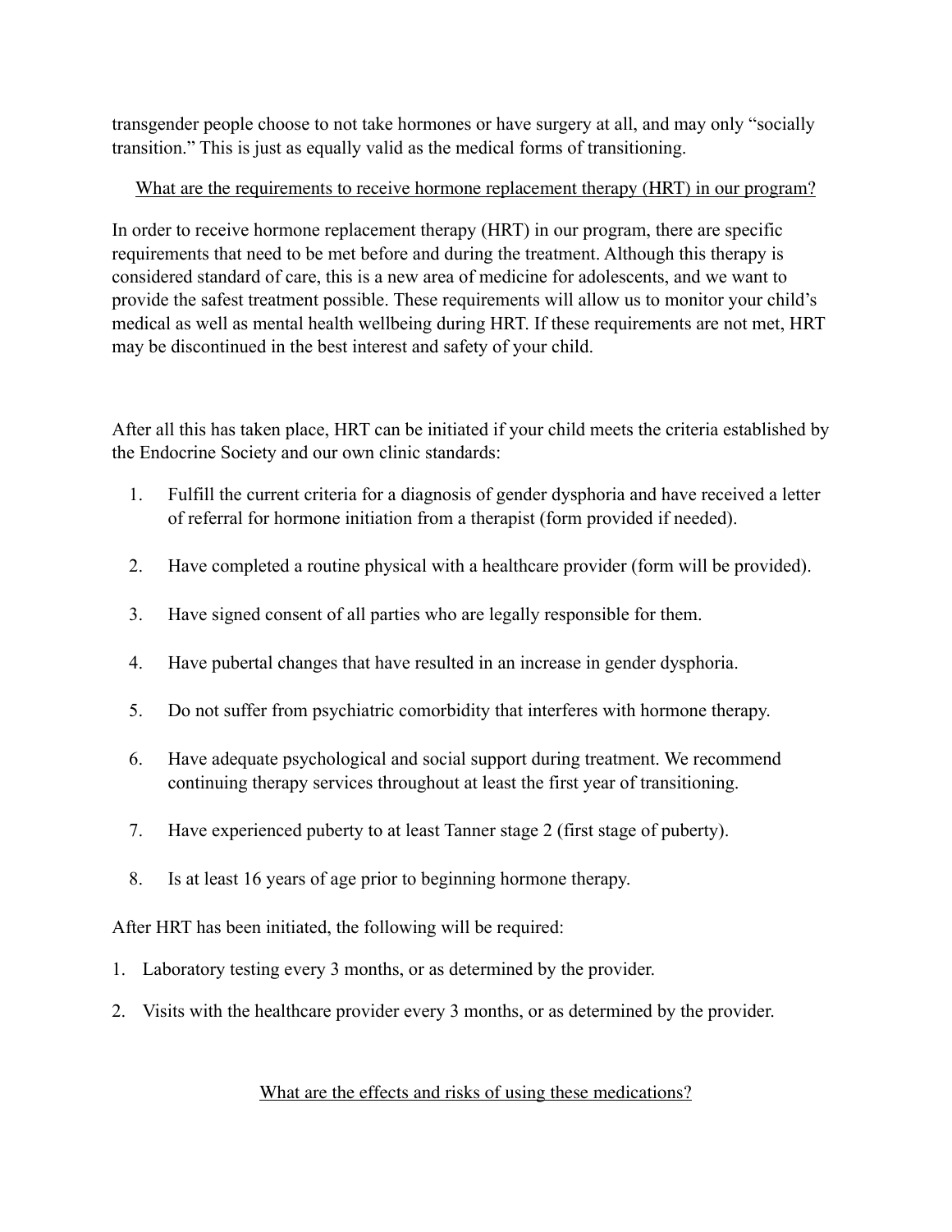transgender people choose to not take hormones or have surgery at all, and may only "socially transition." This is just as equally valid as the medical forms of transitioning.

## What are the requirements to receive hormone replacement therapy (HRT) in our program?

In order to receive hormone replacement therapy (HRT) in our program, there are specific requirements that need to be met before and during the treatment. Although this therapy is considered standard of care, this is a new area of medicine for adolescents, and we want to provide the safest treatment possible. These requirements will allow us to monitor your child's medical as well as mental health wellbeing during HRT. If these requirements are not met, HRT may be discontinued in the best interest and safety of your child.

After all this has taken place, HRT can be initiated if your child meets the criteria established by the Endocrine Society and our own clinic standards:

1. Fulfill the current criteria for a diagnosis of gender dysphoria and have received a letter of referral for hormone initiation from a therapist (form provided if needed).
2. Have completed a routine physical with a healthcare provider (form will be provided).
3. Have signed consent of all parties who are legally responsible for them.
4. Have pubertal changes that have resulted in an increase in gender dysphoria.
5. Do not suffer from psychiatric comorbidity that interferes with hormone therapy.
6. Have adequate psychological and social support during treatment. We recommend continuing therapy services throughout at least the first year of transitioning.
7. Have experienced puberty to at least Tanner stage 2 (first stage of puberty).
8. Is at least 16 years of age prior to beginning hormone therapy.

After HRT has been initiated, the following will be required:

1. Laboratory testing every 3 months, or as determined by the provider.
2. Visits with the healthcare provider every 3 months, or as determined by the provider.

## What are the effects and risks of using these medications?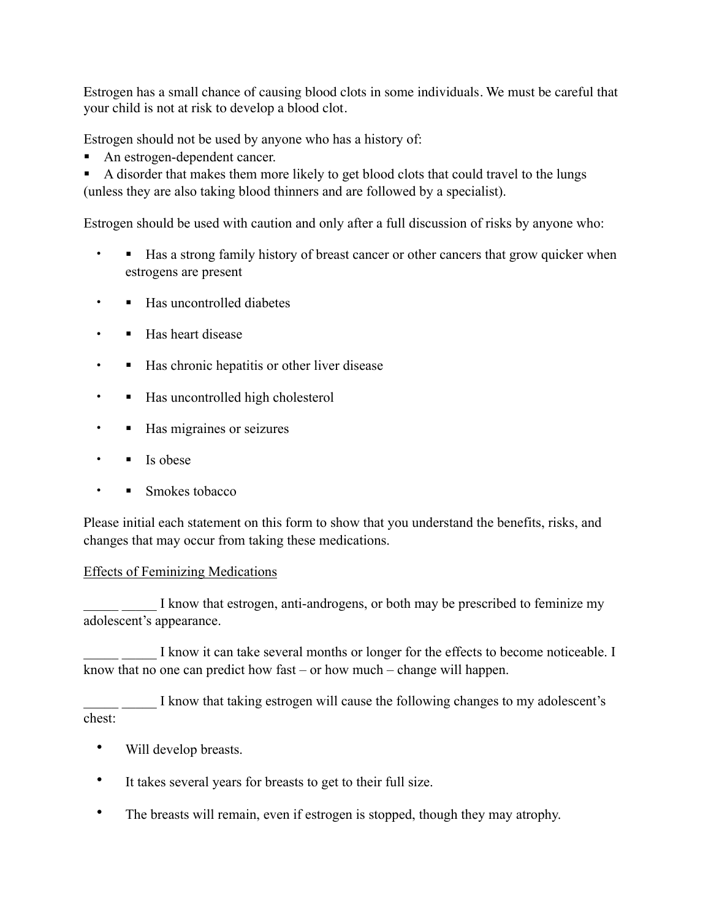Estrogen has a small chance of causing blood clots in some individuals. We must be careful that your child is not at risk to develop a blood clot.

Estrogen should not be used by anyone who has a history of:

- An estrogen-dependent cancer.
- A disorder that makes them more likely to get blood clots that could travel to the lungs (unless they are also taking blood thinners and are followed by a specialist).

Estrogen should be used with caution and only after a full discussion of risks by anyone who:

- Has a strong family history of breast cancer or other cancers that grow quicker when estrogens are present
- Has uncontrolled diabetes
- Has heart disease
- Has chronic hepatitis or other liver disease
- Has uncontrolled high cholesterol
- Has migraines or seizures
- Is obese
- Smokes tobacco

Please initial each statement on this form to show that you understand the benefits, risks, and changes that may occur from taking these medications.

<u>Effects of Feminizing Medications</u>

_____ _____ I know that estrogen, anti-androgens, or both may be prescribed to feminize my adolescent's appearance.

_____ _____ I know it can take several months or longer for the effects to become noticeable. I know that no one can predict how fast – or how much – change will happen.

_____ _____ I know that taking estrogen will cause the following changes to my adolescent's chest:

- Will develop breasts.
- It takes several years for breasts to get to their full size.
- The breasts will remain, even if estrogen is stopped, though they may atrophy.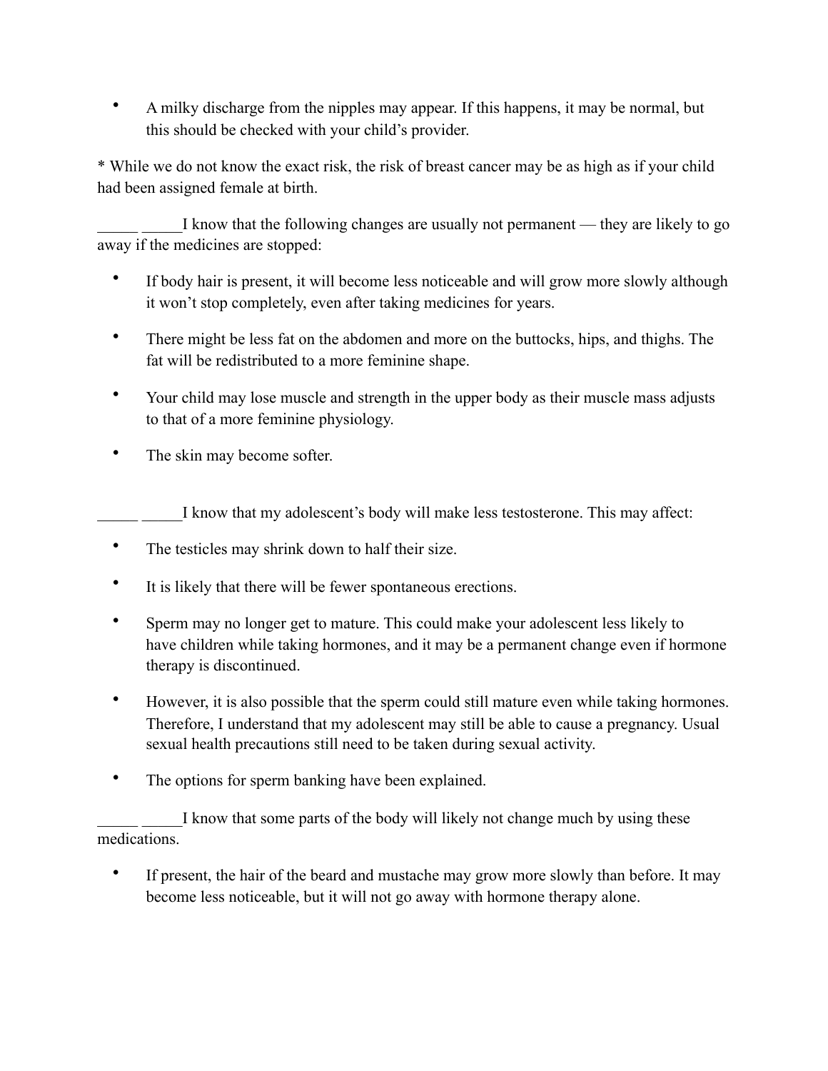- A milky discharge from the nipples may appear. If this happens, it may be normal, but this should be checked with your child's provider.

* While we do not know the exact risk, the risk of breast cancer may be as high as if your child had been assigned female at birth.

_____ _____I know that the following changes are usually not permanent — they are likely to go away if the medicines are stopped:

- If body hair is present, it will become less noticeable and will grow more slowly although it won't stop completely, even after taking medicines for years.
- There might be less fat on the abdomen and more on the buttocks, hips, and thighs. The fat will be redistributed to a more feminine shape.
- Your child may lose muscle and strength in the upper body as their muscle mass adjusts to that of a more feminine physiology.
- The skin may become softer.

_____ _____I know that my adolescent's body will make less testosterone. This may affect:

- The testicles may shrink down to half their size.
- It is likely that there will be fewer spontaneous erections.
- Sperm may no longer get to mature. This could make your adolescent less likely to have children while taking hormones, and it may be a permanent change even if hormone therapy is discontinued.
- However, it is also possible that the sperm could still mature even while taking hormones. Therefore, I understand that my adolescent may still be able to cause a pregnancy. Usual sexual health precautions still need to be taken during sexual activity.
- The options for sperm banking have been explained.

_____ _____I know that some parts of the body will likely not change much by using these medications.

- If present, the hair of the beard and mustache may grow more slowly than before. It may become less noticeable, but it will not go away with hormone therapy alone.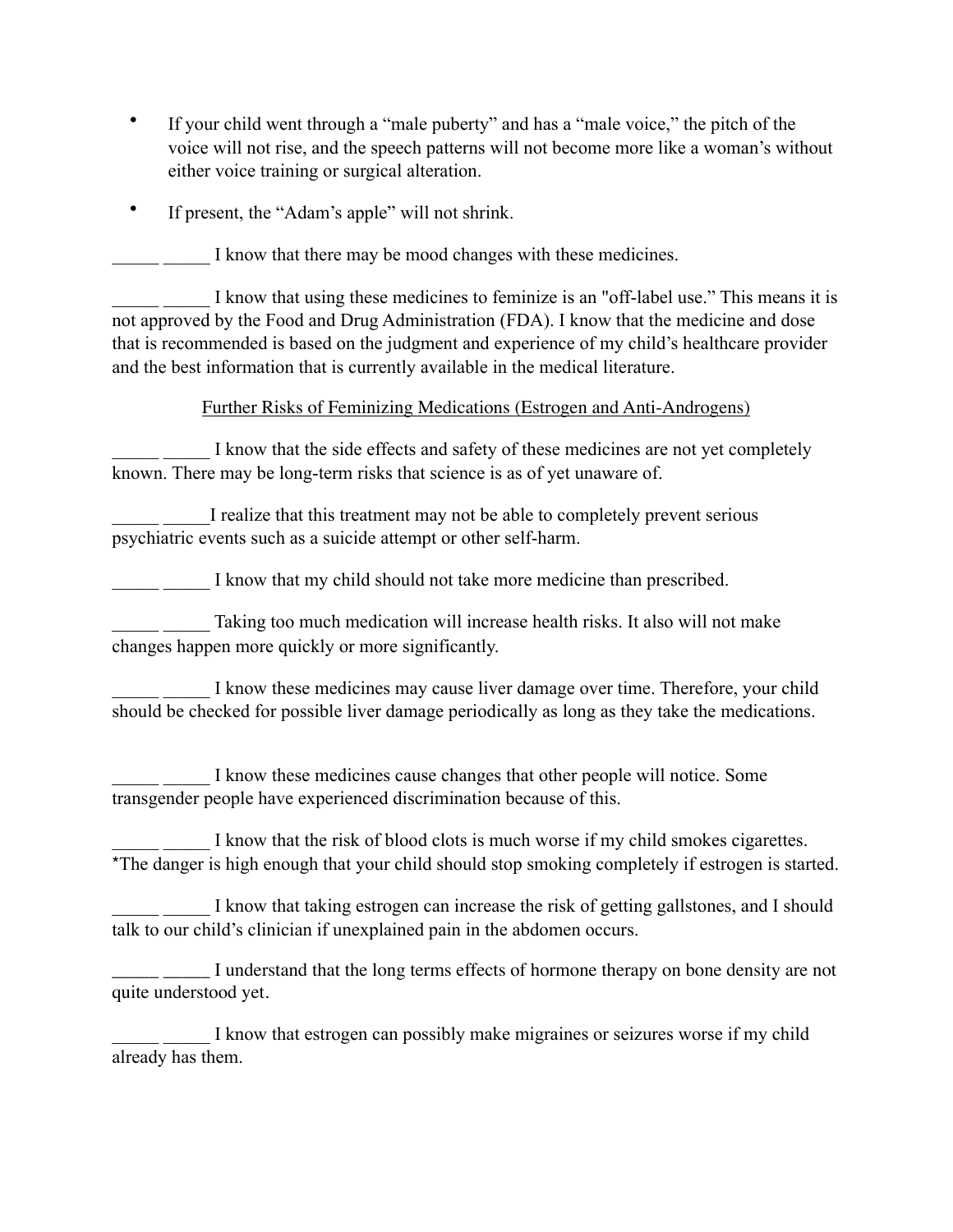- If your child went through a "male puberty" and has a "male voice," the pitch of the voice will not rise, and the speech patterns will not become more like a woman's without either voice training or surgical alteration.

- If present, the "Adam's apple" will not shrink.

_____ _____ I know that there may be mood changes with these medicines.

_____ _____ I know that using these medicines to feminize is an "off-label use." This means it is not approved by the Food and Drug Administration (FDA). I know that the medicine and dose that is recommended is based on the judgment and experience of my child's healthcare provider and the best information that is currently available in the medical literature.

<u>Further Risks of Feminizing Medications (Estrogen and Anti-Androgens)</u>

_____ _____ I know that the side effects and safety of these medicines are not yet completely known. There may be long-term risks that science is as of yet unaware of.

_____ _____I realize that this treatment may not be able to completely prevent serious psychiatric events such as a suicide attempt or other self-harm.

_____ _____ I know that my child should not take more medicine than prescribed.

_____ _____ Taking too much medication will increase health risks. It also will not make changes happen more quickly or more significantly.

_____ _____ I know these medicines may cause liver damage over time. Therefore, your child should be checked for possible liver damage periodically as long as they take the medications.

_____ _____ I know these medicines cause changes that other people will notice. Some transgender people have experienced discrimination because of this.

_____ _____ I know that the risk of blood clots is much worse if my child smokes cigarettes. *The danger is high enough that your child should stop smoking completely if estrogen is started.

_____ _____ I know that taking estrogen can increase the risk of getting gallstones, and I should talk to our child's clinician if unexplained pain in the abdomen occurs.

_____ _____ I understand that the long terms effects of hormone therapy on bone density are not quite understood yet.

_____ _____ I know that estrogen can possibly make migraines or seizures worse if my child already has them.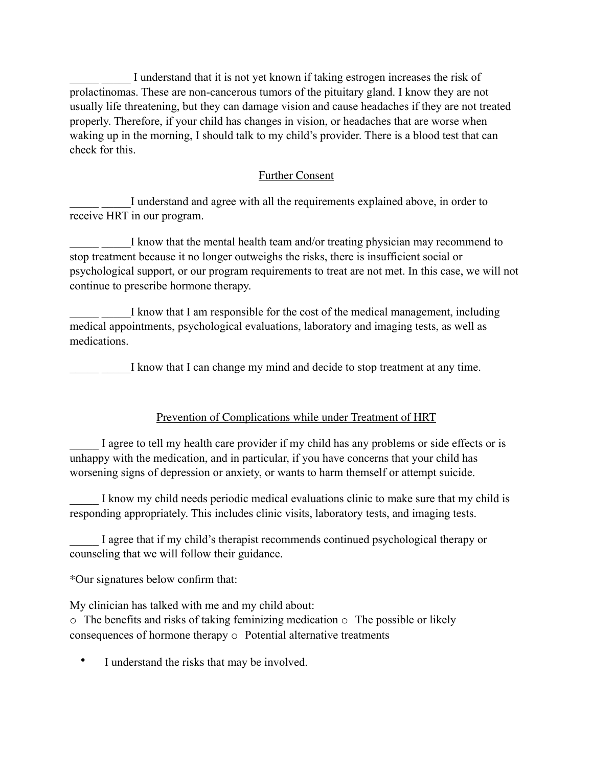_____ _____ I understand that it is not yet known if taking estrogen increases the risk of prolactinomas. These are non-cancerous tumors of the pituitary gland. I know they are not usually life threatening, but they can damage vision and cause headaches if they are not treated properly. Therefore, if your child has changes in vision, or headaches that are worse when waking up in the morning, I should talk to my child's provider. There is a blood test that can check for this.

## Further Consent

_____ _____I understand and agree with all the requirements explained above, in order to receive HRT in our program.

_____ _____I know that the mental health team and/or treating physician may recommend to stop treatment because it no longer outweighs the risks, there is insufficient social or psychological support, or our program requirements to treat are not met. In this case, we will not continue to prescribe hormone therapy.

_____ _____I know that I am responsible for the cost of the medical management, including medical appointments, psychological evaluations, laboratory and imaging tests, as well as medications.

_____ _____I know that I can change my mind and decide to stop treatment at any time.

## Prevention of Complications while under Treatment of HRT

_____ I agree to tell my health care provider if my child has any problems or side effects or is unhappy with the medication, and in particular, if you have concerns that your child has worsening signs of depression or anxiety, or wants to harm themself or attempt suicide.

_____ I know my child needs periodic medical evaluations clinic to make sure that my child is responding appropriately. This includes clinic visits, laboratory tests, and imaging tests.

_____ I agree that if my child's therapist recommends continued psychological therapy or counseling that we will follow their guidance.

*Our signatures below confirm that:

My clinician has talked with me and my child about:

- The benefits and risks of taking feminizing medication
- The possible or likely consequences of hormone therapy
- Potential alternative treatments

- I understand the risks that may be involved.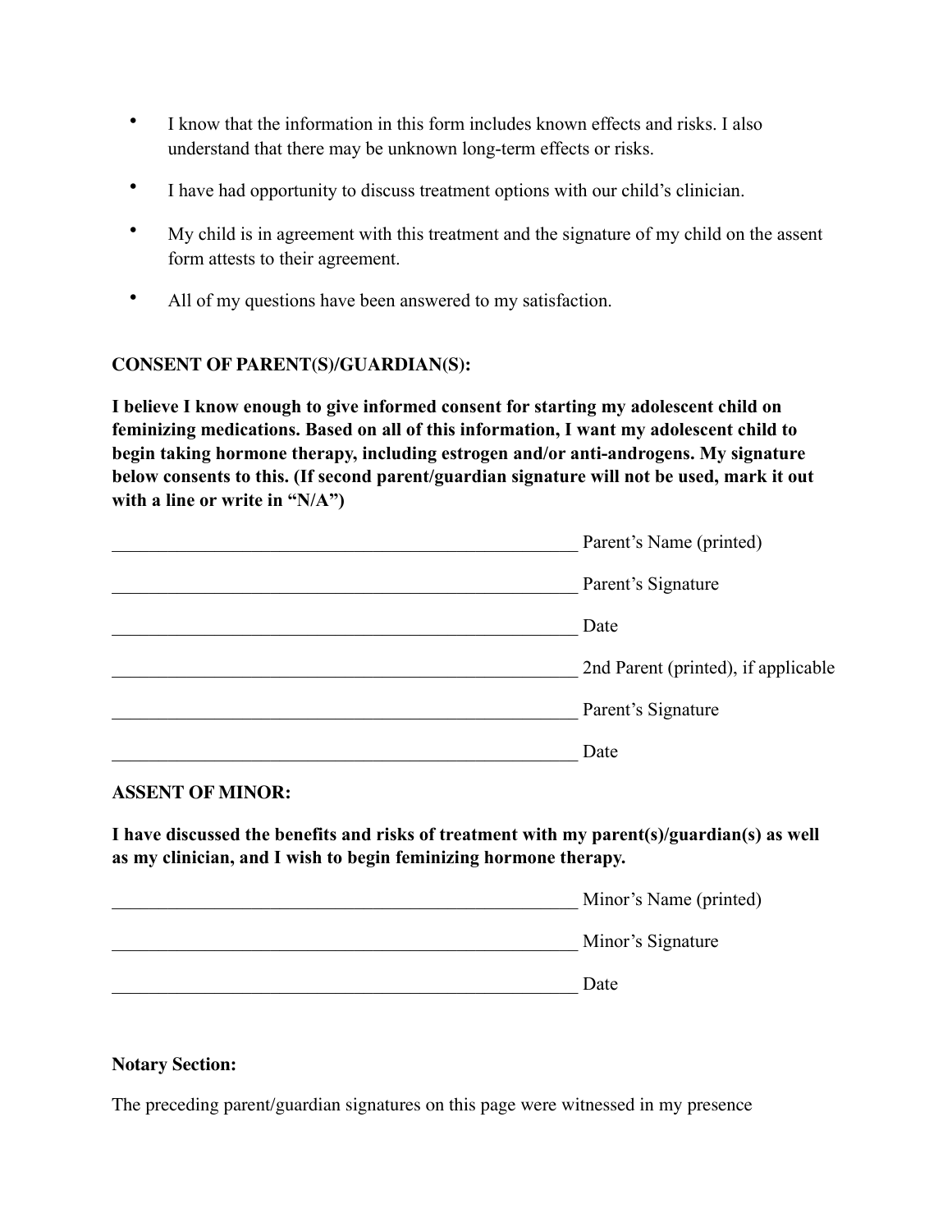- I know that the information in this form includes known effects and risks. I also understand that there may be unknown long-term effects or risks.
- I have had opportunity to discuss treatment options with our child's clinician.
- My child is in agreement with this treatment and the signature of my child on the assent form attests to their agreement.
- All of my questions have been answered to my satisfaction.

**CONSENT OF PARENT(S)/GUARDIAN(S):**

**I believe I know enough to give informed consent for starting my adolescent child on feminizing medications. Based on all of this information, I want my adolescent child to begin taking hormone therapy, including estrogen and/or anti-androgens. My signature below consents to this. (If second parent/guardian signature will not be used, mark it out with a line or write in "N/A")**

_____________________________________________________ Parent's Name (printed)

_____________________________________________________ Parent's Signature

_____________________________________________________ Date

_____________________________________________________ 2nd Parent (printed), if applicable

_____________________________________________________ Parent's Signature

_____________________________________________________ Date

**ASSENT OF MINOR:**

**I have discussed the benefits and risks of treatment with my parent(s)/guardian(s) as well as my clinician, and I wish to begin feminizing hormone therapy.**

_____________________________________________________ Minor's Name (printed)

_____________________________________________________ Minor's Signature

_____________________________________________________ Date

**Notary Section:**

The preceding parent/guardian signatures on this page were witnessed in my presence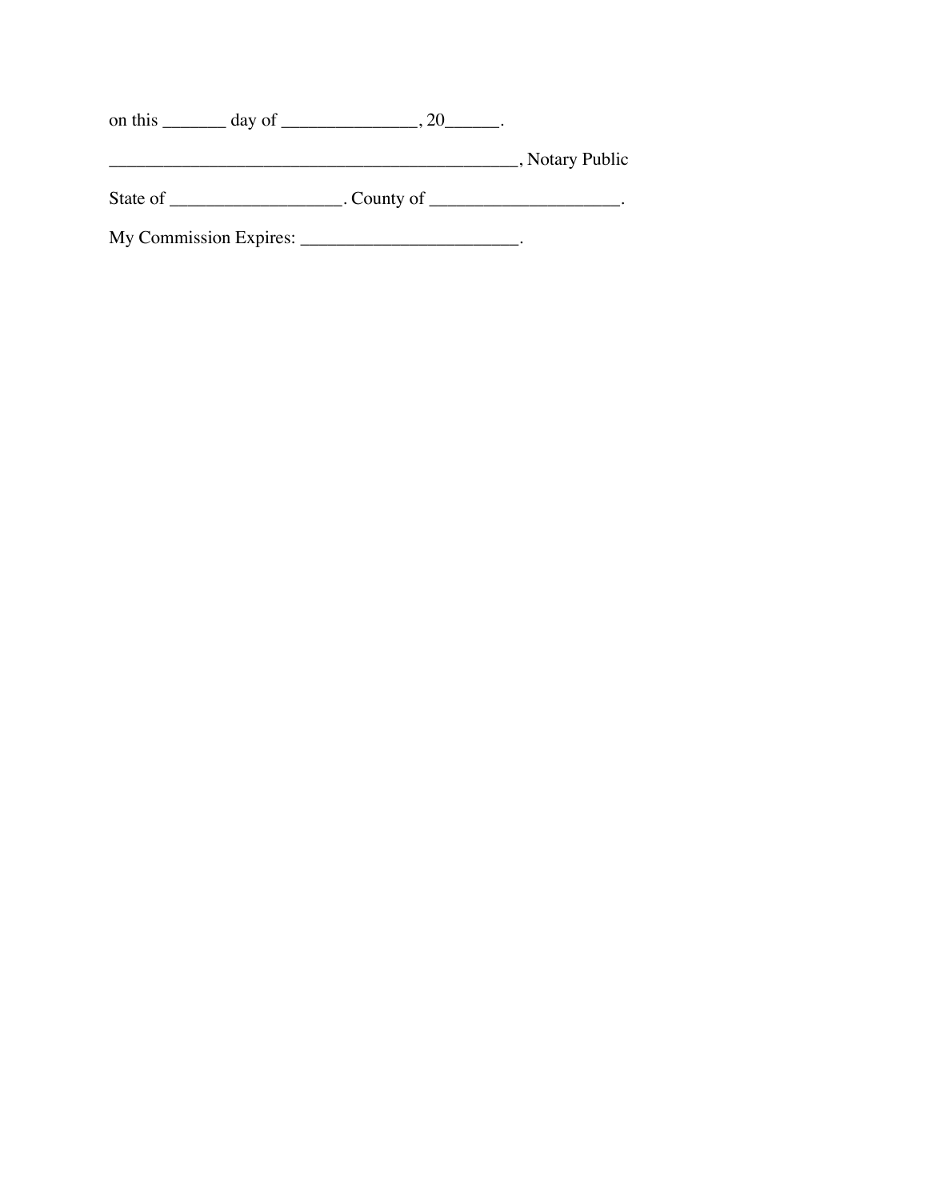on this _______ day of _______________, 20______.

_____________________________________________, Notary Public

State of ___________________. County of _____________________.

My Commission Expires: ________________________.